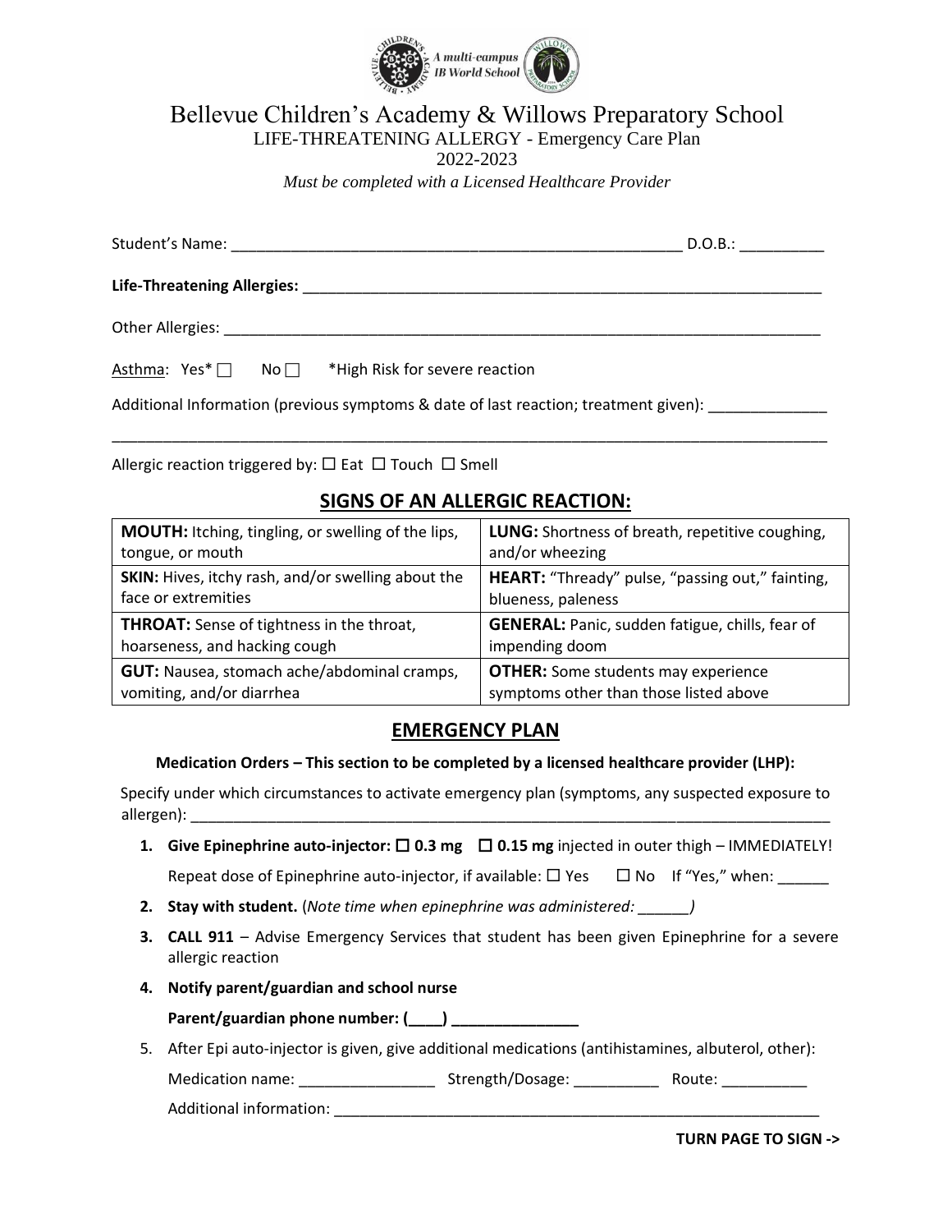# Bellevue Children's Academy & Willows Preparatory School

LIFE-THREATENING ALLERGY - Emergency Care Plan

2022-2023

*Must be completed with a Licensed Healthcare Provider*

Student's Name: _______________________________________________________ D.O.B.: __________

**Life-Threatening Allergies:** _______________________________________________________________

Other Allergies: _________________________________________________________________________

Asthma: Yes* ☐ No ☐ *High Risk for severe reaction

Additional Information (previous symptoms & date of last reaction; treatment given): ______________

_____________________________________________________________________________________

Allergic reaction triggered by: ☐ Eat ☐ Touch ☐ Smell

## SIGNS OF AN ALLERGIC REACTION:

| | |
|---|---|
| **MOUTH:** Itching, tingling, or swelling of the lips, tongue, or mouth | **LUNG:** Shortness of breath, repetitive coughing, and/or wheezing |
| **SKIN:** Hives, itchy rash, and/or swelling about the face or extremities | **HEART:** "Thready" pulse, "passing out," fainting, blueness, paleness |
| **THROAT:** Sense of tightness in the throat, hoarseness, and hacking cough | **GENERAL:** Panic, sudden fatigue, chills, fear of impending doom |
| **GUT:** Nausea, stomach ache/abdominal cramps, vomiting, and/or diarrhea | **OTHER:** Some students may experience symptoms other than those listed above |

## EMERGENCY PLAN

**Medication Orders – This section to be completed by a licensed healthcare provider (LHP):**

Specify under which circumstances to activate emergency plan (symptoms, any suspected exposure to allergen): _______________________________________________________________________________

1. **Give Epinephrine auto-injector:** ☐ **0.3 mg** ☐ **0.15 mg** injected in outer thigh – IMMEDIATELY!

   Repeat dose of Epinephrine auto-injector, if available: ☐ Yes ☐ No If "Yes," when: ______

2. **Stay with student.** (*Note time when epinephrine was administered: ______*)
3. **CALL 911** – Advise Emergency Services that student has been given Epinephrine for a severe allergic reaction
4. **Notify parent/guardian and school nurse**

   **Parent/guardian phone number: (____) _______________**

5. After Epi auto-injector is given, give additional medications (antihistamines, albuterol, other):

   Medication name: ________________ Strength/Dosage: __________ Route: __________

   Additional information: ___________________________________________________________

**TURN PAGE TO SIGN ->**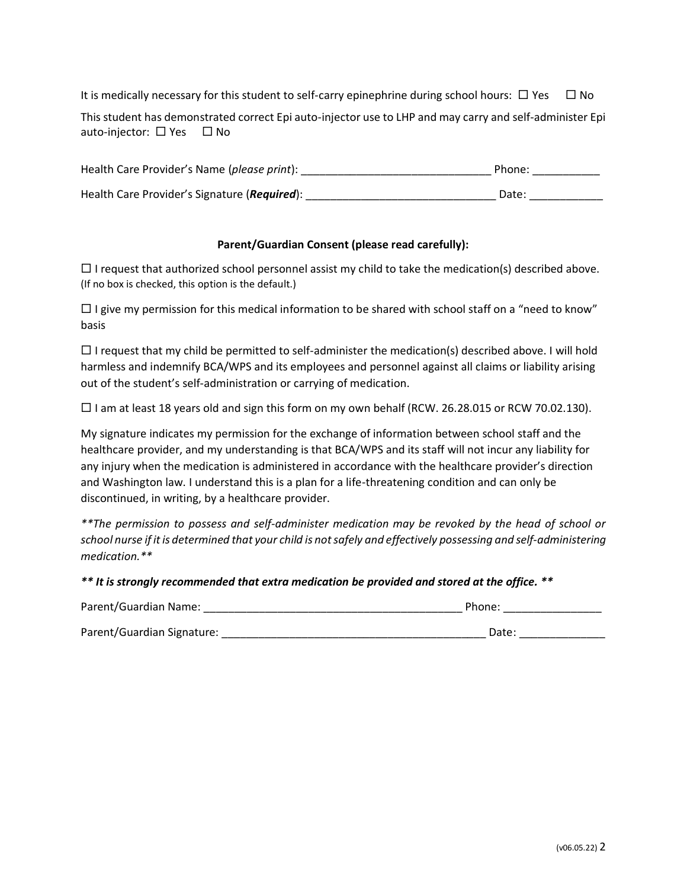It is medically necessary for this student to self-carry epinephrine during school hours: ☐ Yes ☐ No

This student has demonstrated correct Epi auto-injector use to LHP and may carry and self-administer Epi auto-injector: ☐ Yes ☐ No

Health Care Provider's Name (*please print*): _______________________________ Phone: ___________

Health Care Provider's Signature (***Required***): _______________________________ Date: ____________

**Parent/Guardian Consent (please read carefully):**

☐ I request that authorized school personnel assist my child to take the medication(s) described above. (If no box is checked, this option is the default.)

☐ I give my permission for this medical information to be shared with school staff on a "need to know" basis

☐ I request that my child be permitted to self-administer the medication(s) described above. I will hold harmless and indemnify BCA/WPS and its employees and personnel against all claims or liability arising out of the student's self-administration or carrying of medication.

☐ I am at least 18 years old and sign this form on my own behalf (RCW. 26.28.015 or RCW 70.02.130).

My signature indicates my permission for the exchange of information between school staff and the healthcare provider, and my understanding is that BCA/WPS and its staff will not incur any liability for any injury when the medication is administered in accordance with the healthcare provider's direction and Washington law. I understand this is a plan for a life-threatening condition and can only be discontinued, in writing, by a healthcare provider.

*\*\*The permission to possess and self-administer medication may be revoked by the head of school or school nurse if it is determined that your child is not safely and effectively possessing and self-administering medication.\*\**

***\*\* It is strongly recommended that extra medication be provided and stored at the office. \*\****

Parent/Guardian Name: __________________________________________ Phone: ________________

Parent/Guardian Signature: ___________________________________________ Date: ______________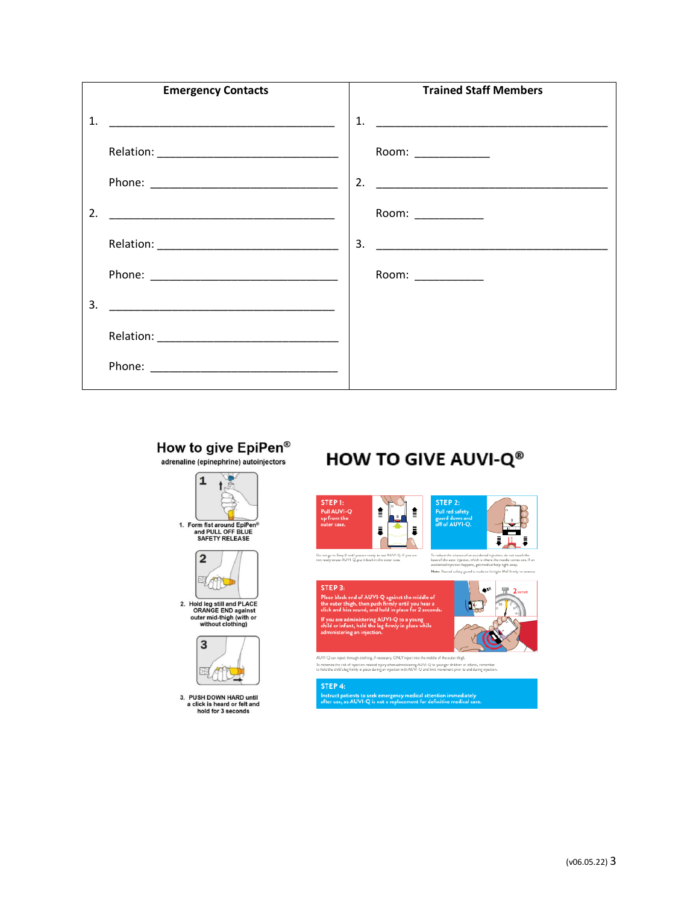| Emergency Contacts | Trained Staff Members |
|---|---|
| 1. ___________________________________ | 1. ___________________________________ |
| Relation: ____________________________ | Room: ___________ |
| Phone: ______________________________ | 2. ___________________________________ |
| 2. ___________________________________ | Room: ___________ |
| Relation: ____________________________ | 3. ___________________________________ |
| Phone: ______________________________ | Room: ___________ |
| 3. ___________________________________ | |
| Relation: ____________________________ | |
| Phone: ______________________________ | |

## How to give EpiPen®

adrenaline (epinephrine) autoinjectors

1. Form fist around EpiPen® and PULL OFF BLUE SAFETY RELEASE
2. Hold leg still and PLACE ORANGE END against outer mid-thigh (with or without clothing)
3. PUSH DOWN HARD until a click is heard or felt and hold for 3 seconds

## HOW TO GIVE AUVI-Q®

**STEP 1:** Pull AUVI-Q up from the outer case.

Do not go to Step 2 until you are ready to use AUVI-Q. If you are not ready to use AUVI-Q, put it back in the outer case.

**STEP 2:** Pull red safety guard down and off of AUVI-Q.

To reduce the chance of an accidental injection, do not touch the base of the auto-injector, which is where the needle comes out. If an accidental injection happens, get medical help right away.

Note: The red safety guard is made to fit tight. Pull firmly to remove.

**STEP 3:** Place black end of AUVI-Q against the middle of the outer thigh, then push firmly until you hear a click and hiss sound, and hold in place for 2 seconds.

If you are administering AUVI-Q to a young child or infant, hold the leg firmly in place while administering an injection.

2 seconds

AUVI-Q can inject through clothing, if necessary. ONLY inject into the middle of the outer thigh.

To minimize the risk of injection-related injury when administering AUVI-Q to younger children or infants, remember to hold the child's leg firmly in place during an injection with AUVI-Q and limit movement prior to and during injection.

**STEP 4:** Instruct patients to seek emergency medical attention immediately after use, as AUVI-Q is not a replacement for definitive medical care.

(v06.05.22)